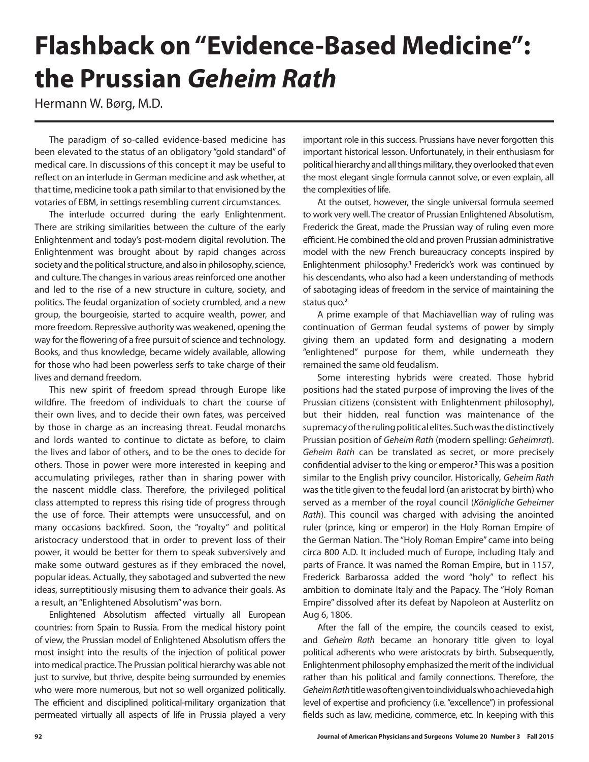# Flashback on "Evidence-Based Medicine": the Prussian *Geheim Rath*

Hermann W. Børg, M.D.

The paradigm of so-called evidence-based medicine has been elevated to the status of an obligatory "gold standard" of medical care. In discussions of this concept it may be useful to reflect on an interlude in German medicine and ask whether, at that time, medicine took a path similar to that envisioned by the votaries of EBM, in settings resembling current circumstances.

The interlude occurred during the early Enlightenment. There are striking similarities between the culture of the early Enlightenment and today's post-modern digital revolution. The Enlightenment was brought about by rapid changes across society and the political structure, and also in philosophy, science, and culture. The changes in various areas reinforced one another and led to the rise of a new structure in culture, society, and politics. The feudal organization of society crumbled, and a new group, the bourgeoisie, started to acquire wealth, power, and more freedom. Repressive authority was weakened, opening the way for the flowering of a free pursuit of science and technology. Books, and thus knowledge, became widely available, allowing for those who had been powerless serfs to take charge of their lives and demand freedom.

This new spirit of freedom spread through Europe like wildfire. The freedom of individuals to chart the course of their own lives, and to decide their own fates, was perceived by those in charge as an increasing threat. Feudal monarchs and lords wanted to continue to dictate as before, to claim the lives and labor of others, and to be the ones to decide for others. Those in power were more interested in keeping and accumulating privileges, rather than in sharing power with the nascent middle class. Therefore, the privileged political class attempted to repress this rising tide of progress through the use of force. Their attempts were unsuccessful, and on many occasions backfired. Soon, the "royalty" and political aristocracy understood that in order to prevent loss of their power, it would be better for them to speak subversively and make some outward gestures as if they embraced the novel, popular ideas. Actually, they sabotaged and subverted the new ideas, surreptitiously misusing them to advance their goals. As a result, an "Enlightened Absolutism" was born.

Enlightened Absolutism affected virtually all European countries: from Spain to Russia. From the medical history point of view, the Prussian model of Enlightened Absolutism offers the most insight into the results of the injection of political power into medical practice. The Prussian political hierarchy was able not just to survive, but thrive, despite being surrounded by enemies who were more numerous, but not so well organized politically. The efficient and disciplined political-military organization that permeated virtually all aspects of life in Prussia played a very important role in this success. Prussians have never forgotten this important historical lesson. Unfortunately, in their enthusiasm for political hierarchy and all things military, they overlooked that even the most elegant single formula cannot solve, or even explain, all the complexities of life.

At the outset, however, the single universal formula seemed to work very well. The creator of Prussian Enlightened Absolutism, Frederick the Great, made the Prussian way of ruling even more efficient. He combined the old and proven Prussian administrative model with the new French bureaucracy concepts inspired by Enlightenment philosophy.[1] Frederick's work was continued by his descendants, who also had a keen understanding of methods of sabotaging ideas of freedom in the service of maintaining the status quo.[2]

A prime example of that Machiavellian way of ruling was continuation of German feudal systems of power by simply giving them an updated form and designating a modern "enlightened" purpose for them, while underneath they remained the same old feudalism.

Some interesting hybrids were created. Those hybrid positions had the stated purpose of improving the lives of the Prussian citizens (consistent with Enlightenment philosophy), but their hidden, real function was maintenance of the supremacy of the ruling political elites. Such was the distinctively Prussian position of *Geheim Rath* (modern spelling: *Geheimrat*). *Geheim Rath* can be translated as secret, or more precisely confidential adviser to the king or emperor.[3] This was a position similar to the English privy councilor. Historically, *Geheim Rath* was the title given to the feudal lord (an aristocrat by birth) who served as a member of the royal council (*Königliche Geheimer Rath*). This council was charged with advising the anointed ruler (prince, king or emperor) in the Holy Roman Empire of the German Nation. The "Holy Roman Empire" came into being circa 800 A.D. It included much of Europe, including Italy and parts of France. It was named the Roman Empire, but in 1157, Frederick Barbarossa added the word "holy" to reflect his ambition to dominate Italy and the Papacy. The "Holy Roman Empire" dissolved after its defeat by Napoleon at Austerlitz on Aug 6, 1806.

After the fall of the empire, the councils ceased to exist, and *Geheim Rath* became an honorary title given to loyal political adherents who were aristocrats by birth. Subsequently, Enlightenment philosophy emphasized the merit of the individual rather than his political and family connections. Therefore, the *Geheim Rath* title was often given to individuals who achieved a high level of expertise and proficiency (i.e. "excellence") in professional fields such as law, medicine, commerce, etc. In keeping with this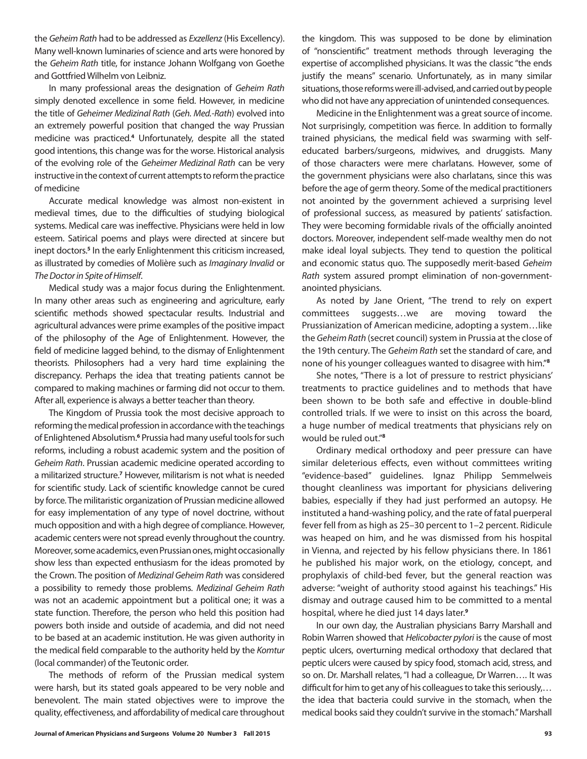the *Geheim Rath* had to be addressed as *Exzellenz* (His Excellency). Many well-known luminaries of science and arts were honored by the *Geheim Rath* title, for instance Johann Wolfgang von Goethe and Gottfried Wilhelm von Leibniz.

In many professional areas the designation of *Geheim Rath* simply denoted excellence in some field. However, in medicine the title of *Geheimer Medizinal Rath* (*Geh. Med.-Rath*) evolved into an extremely powerful position that changed the way Prussian medicine was practiced.[4] Unfortunately, despite all the stated good intentions, this change was for the worse. Historical analysis of the evolving role of the *Geheimer Medizinal Rath* can be very instructive in the context of current attempts to reform the practice of medicine

Accurate medical knowledge was almost non-existent in medieval times, due to the difficulties of studying biological systems. Medical care was ineffective. Physicians were held in low esteem. Satirical poems and plays were directed at sincere but inept doctors.[5] In the early Enlightenment this criticism increased, as illustrated by comedies of Molière such as *Imaginary Invalid* or *The Doctor in Spite of Himself*.

Medical study was a major focus during the Enlightenment. In many other areas such as engineering and agriculture, early scientific methods showed spectacular results. Industrial and agricultural advances were prime examples of the positive impact of the philosophy of the Age of Enlightenment. However, the field of medicine lagged behind, to the dismay of Enlightenment theorists. Philosophers had a very hard time explaining the discrepancy. Perhaps the idea that treating patients cannot be compared to making machines or farming did not occur to them. After all, experience is always a better teacher than theory.

The Kingdom of Prussia took the most decisive approach to reforming the medical profession in accordance with the teachings of Enlightened Absolutism.[6] Prussia had many useful tools for such reforms, including a robust academic system and the position of *Geheim Rath*. Prussian academic medicine operated according to a militarized structure.[7] However, militarism is not what is needed for scientific study. Lack of scientific knowledge cannot be cured by force. The militaristic organization of Prussian medicine allowed for easy implementation of any type of novel doctrine, without much opposition and with a high degree of compliance. However, academic centers were not spread evenly throughout the country. Moreover, some academics, even Prussian ones, might occasionally show less than expected enthusiasm for the ideas promoted by the Crown. The position of *Medizinal Geheim Rath* was considered a possibility to remedy those problems. *Medizinal Geheim Rath* was not an academic appointment but a political one; it was a state function. Therefore, the person who held this position had powers both inside and outside of academia, and did not need to be based at an academic institution. He was given authority in the medical field comparable to the authority held by the *Komtur* (local commander) of the Teutonic order.

The methods of reform of the Prussian medical system were harsh, but its stated goals appeared to be very noble and benevolent. The main stated objectives were to improve the quality, effectiveness, and affordability of medical care throughout the kingdom. This was supposed to be done by elimination of "nonscientific" treatment methods through leveraging the expertise of accomplished physicians. It was the classic "the ends justify the means" scenario. Unfortunately, as in many similar situations, those reforms were ill-advised, and carried out by people who did not have any appreciation of unintended consequences.

Medicine in the Enlightenment was a great source of income. Not surprisingly, competition was fierce. In addition to formally trained physicians, the medical field was swarming with self-educated barbers/surgeons, midwives, and druggists. Many of those characters were mere charlatans. However, some of the government physicians were also charlatans, since this was before the age of germ theory. Some of the medical practitioners not anointed by the government achieved a surprising level of professional success, as measured by patients' satisfaction. They were becoming formidable rivals of the officially anointed doctors. Moreover, independent self-made wealthy men do not make ideal loyal subjects. They tend to question the political and economic status quo. The supposedly merit-based *Geheim Rath* system assured prompt elimination of non-government-anointed physicians.

As noted by Jane Orient, "The trend to rely on expert committees suggests…we are moving toward the Prussianization of American medicine, adopting a system…like the *Geheim Rath* (secret council) system in Prussia at the close of the 19th century. The *Geheim Rath* set the standard of care, and none of his younger colleagues wanted to disagree with him."[8]

She notes, "There is a lot of pressure to restrict physicians' treatments to practice guidelines and to methods that have been shown to be both safe and effective in double-blind controlled trials. If we were to insist on this across the board, a huge number of medical treatments that physicians rely on would be ruled out."[8]

Ordinary medical orthodoxy and peer pressure can have similar deleterious effects, even without committees writing "evidence-based" guidelines. Ignaz Philipp Semmelweis thought cleanliness was important for physicians delivering babies, especially if they had just performed an autopsy. He instituted a hand-washing policy, and the rate of fatal puerperal fever fell from as high as 25–30 percent to 1–2 percent. Ridicule was heaped on him, and he was dismissed from his hospital in Vienna, and rejected by his fellow physicians there. In 1861 he published his major work, on the etiology, concept, and prophylaxis of child-bed fever, but the general reaction was adverse: "weight of authority stood against his teachings." His dismay and outrage caused him to be committed to a mental hospital, where he died just 14 days later.[9]

In our own day, the Australian physicians Barry Marshall and Robin Warren showed that *Helicobacter pylori* is the cause of most peptic ulcers, overturning medical orthodoxy that declared that peptic ulcers were caused by spicy food, stomach acid, stress, and so on. Dr. Marshall relates, "I had a colleague, Dr Warren…. It was difficult for him to get any of his colleagues to take this seriously,… the idea that bacteria could survive in the stomach, when the medical books said they couldn't survive in the stomach." Marshall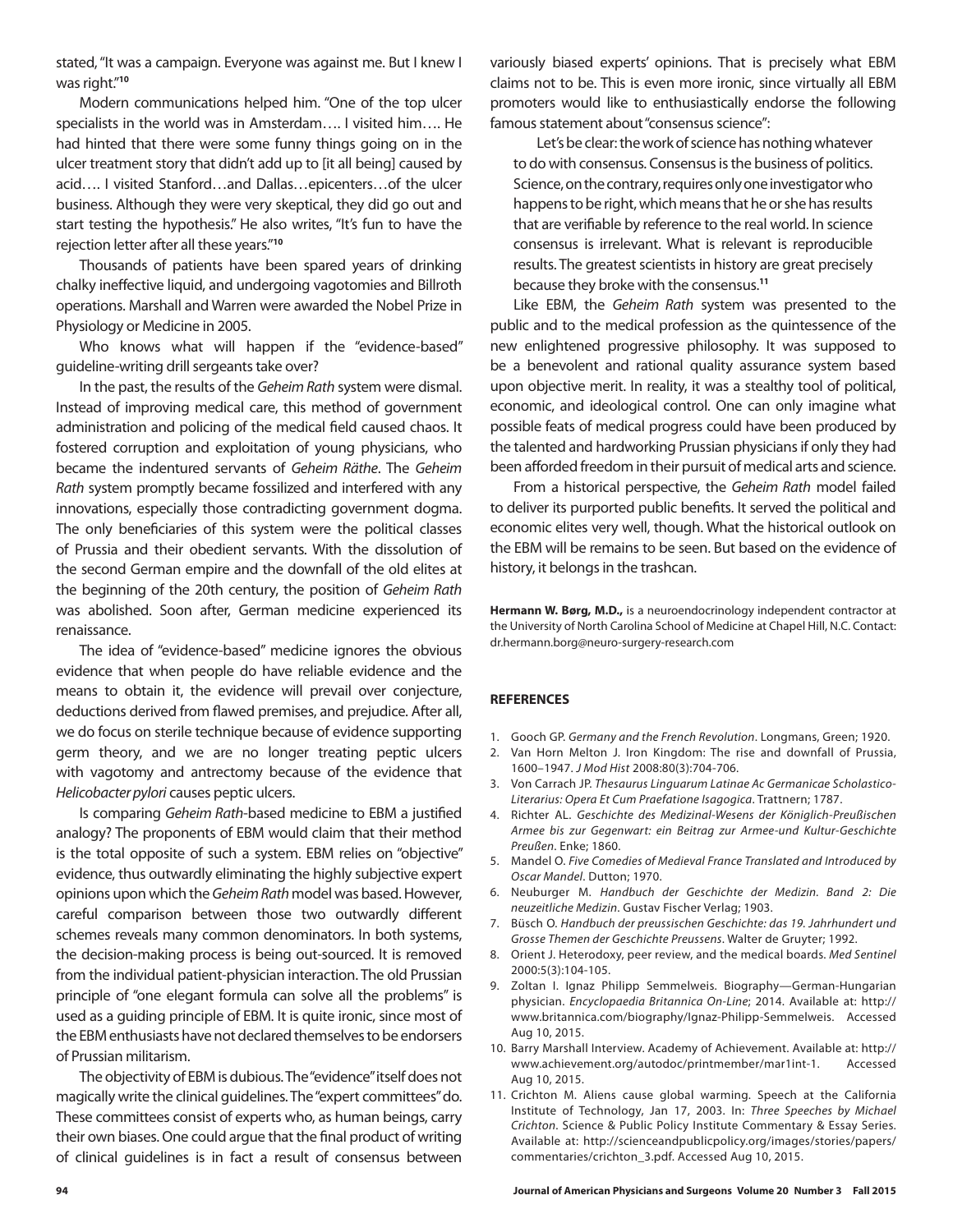stated, "It was a campaign. Everyone was against me. But I knew I was right."[10]

Modern communications helped him. "One of the top ulcer specialists in the world was in Amsterdam…. I visited him…. He had hinted that there were some funny things going on in the ulcer treatment story that didn't add up to [it all being] caused by acid…. I visited Stanford…and Dallas…epicenters…of the ulcer business. Although they were very skeptical, they did go out and start testing the hypothesis." He also writes, "It's fun to have the rejection letter after all these years."[10]

Thousands of patients have been spared years of drinking chalky ineffective liquid, and undergoing vagotomies and Billroth operations. Marshall and Warren were awarded the Nobel Prize in Physiology or Medicine in 2005.

Who knows what will happen if the "evidence-based" guideline-writing drill sergeants take over?

In the past, the results of the *Geheim Rath* system were dismal. Instead of improving medical care, this method of government administration and policing of the medical field caused chaos. It fostered corruption and exploitation of young physicians, who became the indentured servants of *Geheim Räthe*. The *Geheim Rath* system promptly became fossilized and interfered with any innovations, especially those contradicting government dogma. The only beneficiaries of this system were the political classes of Prussia and their obedient servants. With the dissolution of the second German empire and the downfall of the old elites at the beginning of the 20th century, the position of *Geheim Rath* was abolished. Soon after, German medicine experienced its renaissance.

The idea of "evidence-based" medicine ignores the obvious evidence that when people do have reliable evidence and the means to obtain it, the evidence will prevail over conjecture, deductions derived from flawed premises, and prejudice. After all, we do focus on sterile technique because of evidence supporting germ theory, and we are no longer treating peptic ulcers with vagotomy and antrectomy because of the evidence that *Helicobacter pylori* causes peptic ulcers.

Is comparing *Geheim Rath*-based medicine to EBM a justified analogy? The proponents of EBM would claim that their method is the total opposite of such a system. EBM relies on "objective" evidence, thus outwardly eliminating the highly subjective expert opinions upon which the *Geheim Rath* model was based. However, careful comparison between those two outwardly different schemes reveals many common denominators. In both systems, the decision-making process is being out-sourced. It is removed from the individual patient-physician interaction. The old Prussian principle of "one elegant formula can solve all the problems" is used as a guiding principle of EBM. It is quite ironic, since most of the EBM enthusiasts have not declared themselves to be endorsers of Prussian militarism.

The objectivity of EBM is dubious. The "evidence" itself does not magically write the clinical guidelines. The "expert committees" do. These committees consist of experts who, as human beings, carry their own biases. One could argue that the final product of writing of clinical guidelines is in fact a result of consensus between variously biased experts' opinions. That is precisely what EBM claims not to be. This is even more ironic, since virtually all EBM promoters would like to enthusiastically endorse the following famous statement about "consensus science":

> Let's be clear: the work of science has nothing whatever to do with consensus. Consensus is the business of politics. Science, on the contrary, requires only one investigator who happens to be right, which means that he or she has results that are verifiable by reference to the real world. In science consensus is irrelevant. What is relevant is reproducible results. The greatest scientists in history are great precisely because they broke with the consensus.[11]

Like EBM, the *Geheim Rath* system was presented to the public and to the medical profession as the quintessence of the new enlightened progressive philosophy. It was supposed to be a benevolent and rational quality assurance system based upon objective merit. In reality, it was a stealthy tool of political, economic, and ideological control. One can only imagine what possible feats of medical progress could have been produced by the talented and hardworking Prussian physicians if only they had been afforded freedom in their pursuit of medical arts and science.

From a historical perspective, the *Geheim Rath* model failed to deliver its purported public benefits. It served the political and economic elites very well, though. What the historical outlook on the EBM will be remains to be seen. But based on the evidence of history, it belongs in the trashcan.

**Hermann W. Børg, M.D.,** is a neuroendocrinology independent contractor at the University of North Carolina School of Medicine at Chapel Hill, N.C. Contact: dr.hermann.borg@neuro-surgery-research.com

## REFERENCES

1. Gooch GP. *Germany and the French Revolution*. Longmans, Green; 1920.
2. Van Horn Melton J. Iron Kingdom: The rise and downfall of Prussia, 1600–1947. *J Mod Hist* 2008:80(3):704-706.
3. Von Carrach JP. *Thesaurus Linguarum Latinae Ac Germanicae Scholastico-Literarius: Opera Et Cum Praefatione Isagogica*. Trattnern; 1787.
4. Richter AL. *Geschichte des Medizinal-Wesens der Königlich-Preußischen Armee bis zur Gegenwart: ein Beitrag zur Armee-und Kultur-Geschichte Preußen*. Enke; 1860.
5. Mandel O. *Five Comedies of Medieval France Translated and Introduced by Oscar Mandel*. Dutton; 1970.
6. Neuburger M. *Handbuch der Geschichte der Medizin. Band 2: Die neuzeitliche Medizin*. Gustav Fischer Verlag; 1903.
7. Büsch O. *Handbuch der preussischen Geschichte: das 19. Jahrhundert und Grosse Themen der Geschichte Preussens*. Walter de Gruyter; 1992.
8. Orient J. Heterodoxy, peer review, and the medical boards. *Med Sentinel* 2000:5(3):104-105.
9. Zoltan I. Ignaz Philipp Semmelweis. Biography—German-Hungarian physician. *Encyclopaedia Britannica On-Line*; 2014. Available at: http://www.britannica.com/biography/Ignaz-Philipp-Semmelweis. Accessed Aug 10, 2015.
10. Barry Marshall Interview. Academy of Achievement. Available at: http://www.achievement.org/autodoc/printmember/mar1int-1. Accessed Aug 10, 2015.
11. Crichton M. Aliens cause global warming. Speech at the California Institute of Technology, Jan 17, 2003. In: *Three Speeches by Michael Crichton*. Science & Public Policy Institute Commentary & Essay Series. Available at: http://scienceandpublicpolicy.org/images/stories/papers/commentaries/crichton_3.pdf. Accessed Aug 10, 2015.